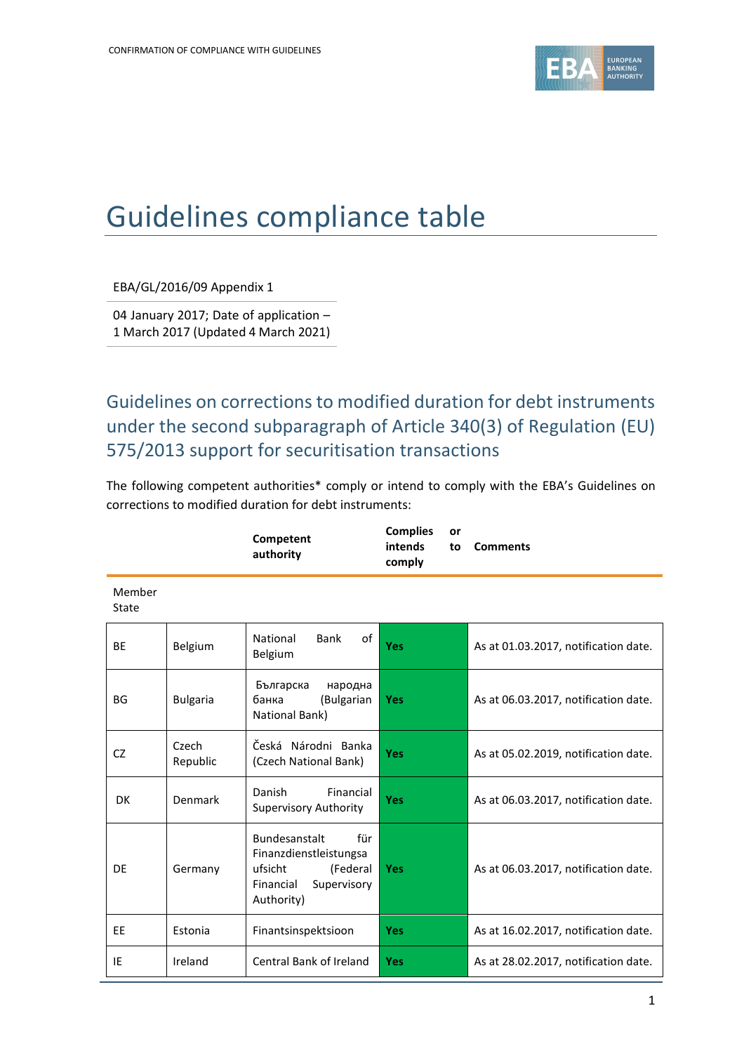# Guidelines compliance table

EBA/GL/2016/09 Appendix 1

04 January 2017; Date of application – 1 March 2017 (Updated 4 March 2021)

## Guidelines on corrections to modified duration for debt instruments under the second subparagraph of Article 340(3) of Regulation (EU) 575/2013 support for securitisation transactions

The following competent authorities* comply or intend to comply with the EBA's Guidelines on corrections to modified duration for debt instruments:

| Member State | | Competent authority | Complies or intends to comply | Comments |
|---|---|---|---|---|
| BE | Belgium | National Bank of Belgium | Yes | As at 01.03.2017, notification date. |
| BG | Bulgaria | Българска народна банка (Bulgarian National Bank) | Yes | As at 06.03.2017, notification date. |
| CZ | Czech Republic | Česká Národni Banka (Czech National Bank) | Yes | As at 05.02.2019, notification date. |
| DK | Denmark | Danish Financial Supervisory Authority | Yes | As at 06.03.2017, notification date. |
| DE | Germany | Bundesanstalt für Finanzdienstleistungsaufsicht (Federal Financial Supervisory Authority) | Yes | As at 06.03.2017, notification date. |
| EE | Estonia | Finantsinspektsioon | Yes | As at 16.02.2017, notification date. |
| IE | Ireland | Central Bank of Ireland | Yes | As at 28.02.2017, notification date. |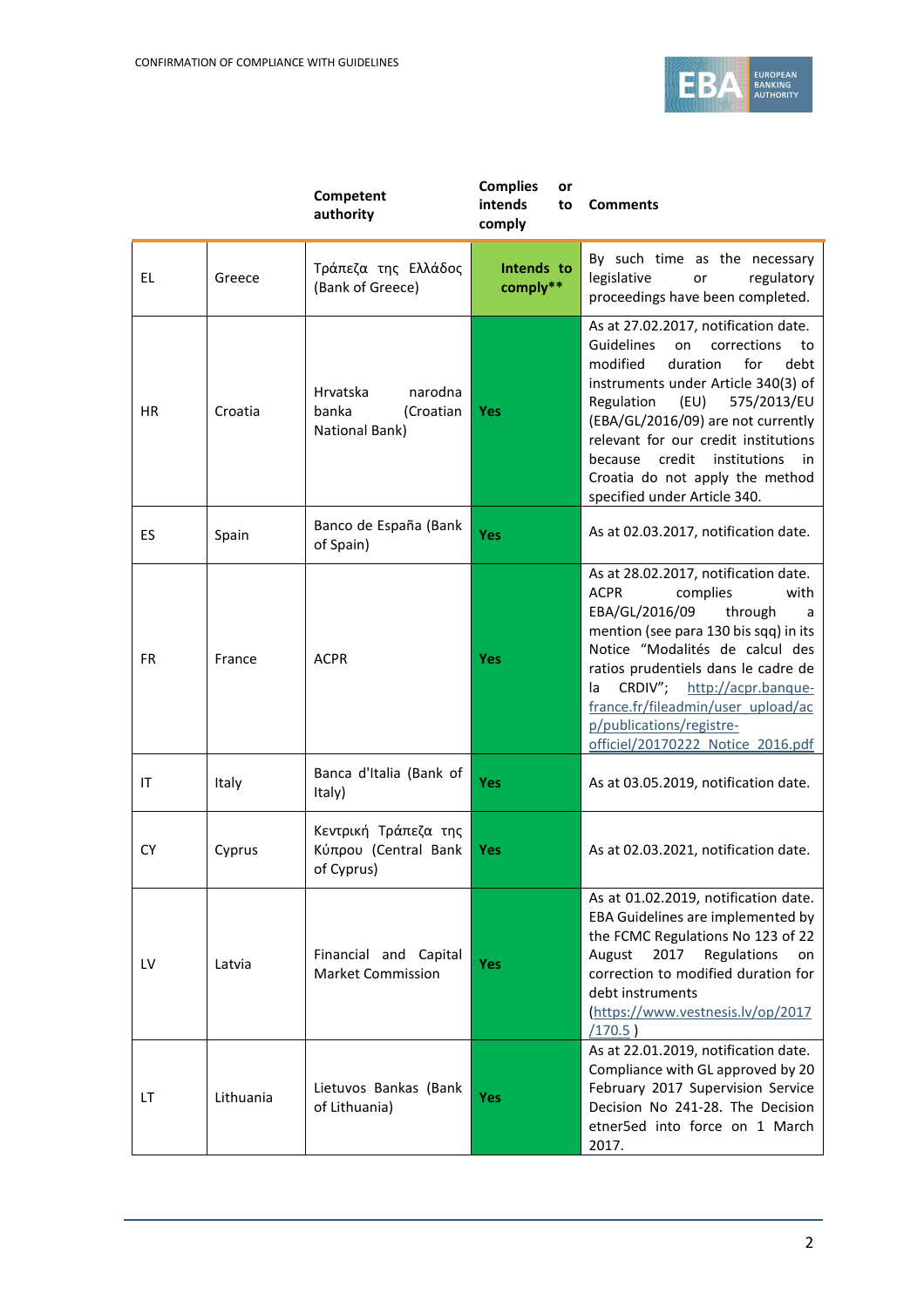|  |  | Competent authority | Complies or intends to comply | Comments |
|---|---|---|---|---|
| EL | Greece | Τράπεζα της Ελλάδος (Bank of Greece) | Intends to comply** | By such time as the necessary legislative or regulatory proceedings have been completed. |
| HR | Croatia | Hrvatska narodna banka (Croatian National Bank) | Yes | As at 27.02.2017, notification date. Guidelines on corrections to modified duration for debt instruments under Article 340(3) of Regulation (EU) 575/2013/EU (EBA/GL/2016/09) are not currently relevant for our credit institutions because credit institutions in Croatia do not apply the method specified under Article 340. |
| ES | Spain | Banco de España (Bank of Spain) | Yes | As at 02.03.2017, notification date. |
| FR | France | ACPR | Yes | As at 28.02.2017, notification date. ACPR complies with EBA/GL/2016/09 through a mention (see para 130 bis sqq) in its Notice "Modalités de calcul des ratios prudentiels dans le cadre de la CRDIV"; http://acpr.banque-france.fr/fileadmin/user_upload/acp/publications/registre-officiel/20170222_Notice_2016.pdf |
| IT | Italy | Banca d'Italia (Bank of Italy) | Yes | As at 03.05.2019, notification date. |
| CY | Cyprus | Κεντρική Τράπεζα της Κύπρου (Central Bank of Cyprus) | Yes | As at 02.03.2021, notification date. |
| LV | Latvia | Financial and Capital Market Commission | Yes | As at 01.02.2019, notification date. EBA Guidelines are implemented by the FCMC Regulations No 123 of 22 August 2017 Regulations on correction to modified duration for debt instruments (https://www.vestnesis.lv/op/2017/170.5 ) |
| LT | Lithuania | Lietuvos Bankas (Bank of Lithuania) | Yes | As at 22.01.2019, notification date. Compliance with GL approved by 20 February 2017 Supervision Service Decision No 241-28. The Decision etner5ed into force on 1 March 2017. |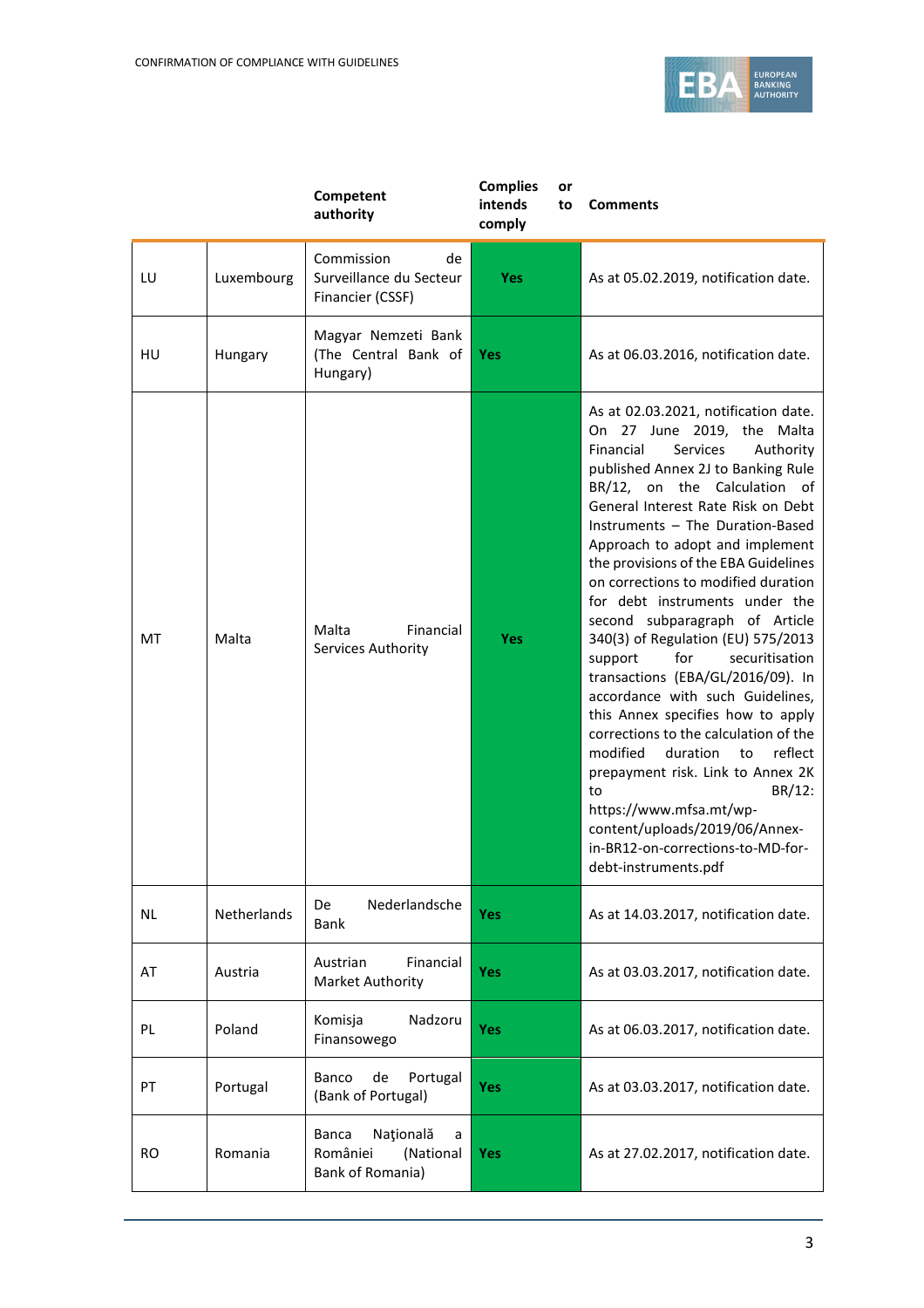| | | Competent authority | Complies or intends to comply | Comments |
|---|---|---|---|---|
| LU | Luxembourg | Commission de Surveillance du Secteur Financier (CSSF) | Yes | As at 05.02.2019, notification date. |
| HU | Hungary | Magyar Nemzeti Bank (The Central Bank of Hungary) | Yes | As at 06.03.2016, notification date. |
| MT | Malta | Malta Financial Services Authority | Yes | As at 02.03.2021, notification date. On 27 June 2019, the Malta Financial Services Authority published Annex 2J to Banking Rule BR/12, on the Calculation of General Interest Rate Risk on Debt Instruments – The Duration-Based Approach to adopt and implement the provisions of the EBA Guidelines on corrections to modified duration for debt instruments under the second subparagraph of Article 340(3) of Regulation (EU) 575/2013 support for securitisation transactions (EBA/GL/2016/09). In accordance with such Guidelines, this Annex specifies how to apply corrections to the calculation of the modified duration to reflect prepayment risk. Link to Annex 2K to BR/12: https://www.mfsa.mt/wp-content/uploads/2019/06/Annex-in-BR12-on-corrections-to-MD-for-debt-instruments.pdf |
| NL | Netherlands | De Nederlandsche Bank | Yes | As at 14.03.2017, notification date. |
| AT | Austria | Austrian Financial Market Authority | Yes | As at 03.03.2017, notification date. |
| PL | Poland | Komisja Nadzoru Finansowego | Yes | As at 06.03.2017, notification date. |
| PT | Portugal | Banco de Portugal (Bank of Portugal) | Yes | As at 03.03.2017, notification date. |
| RO | Romania | Banca Naţională a României (National Bank of Romania) | Yes | As at 27.02.2017, notification date. |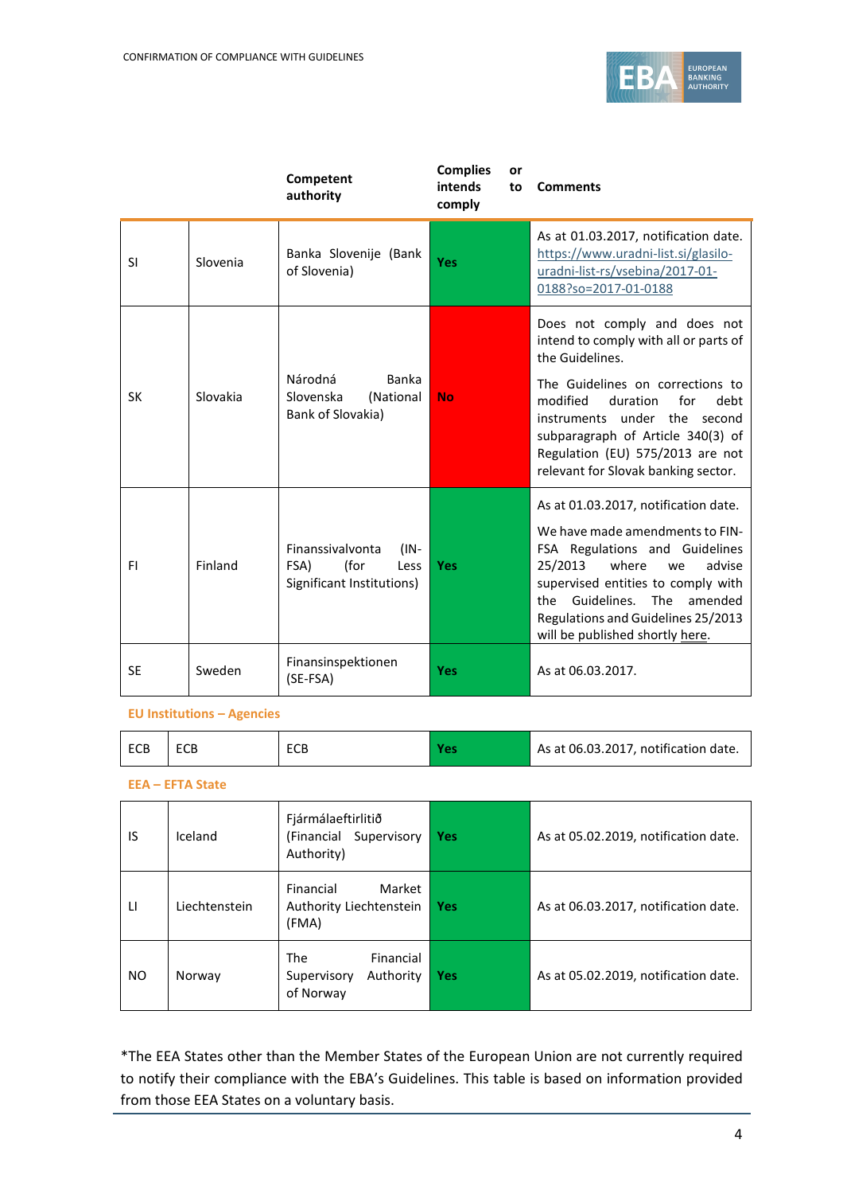| | | Competent authority | Complies or intends to comply | Comments |
|---|---|---|---|---|
| SI | Slovenia | Banka Slovenije (Bank of Slovenia) | Yes | As at 01.03.2017, notification date. https://www.uradni-list.si/glasilo-uradni-list-rs/vsebina/2017-01-0188?so=2017-01-0188 |
| SK | Slovakia | Národná Banka Slovenska (National Bank of Slovakia) | No | Does not comply and does not intend to comply with all or parts of the Guidelines. The Guidelines on corrections to modified duration for debt instruments under the second subparagraph of Article 340(3) of Regulation (EU) 575/2013 are not relevant for Slovak banking sector. |
| FI | Finland | Finanssivalvonta (IN-FSA) (for Less Significant Institutions) | Yes | As at 01.03.2017, notification date. We have made amendments to FIN-FSA Regulations and Guidelines 25/2013 where we advise supervised entities to comply with the Guidelines. The amended Regulations and Guidelines 25/2013 will be published shortly here. |
| SE | Sweden | Finansinspektionen (SE-FSA) | Yes | As at 06.03.2017. |

**EU Institutions – Agencies**

| | | | | |
|---|---|---|---|---|
| ECB | ECB | ECB | Yes | As at 06.03.2017, notification date. |

**EEA – EFTA State**

| | | | | |
|---|---|---|---|---|
| IS | Iceland | Fjármálaeftirlitið (Financial Supervisory Authority) | Yes | As at 05.02.2019, notification date. |
| LI | Liechtenstein | Financial Market Authority Liechtenstein (FMA) | Yes | As at 06.03.2017, notification date. |
| NO | Norway | The Financial Supervisory Authority of Norway | Yes | As at 05.02.2019, notification date. |

*The EEA States other than the Member States of the European Union are not currently required to notify their compliance with the EBA's Guidelines. This table is based on information provided from those EEA States on a voluntary basis.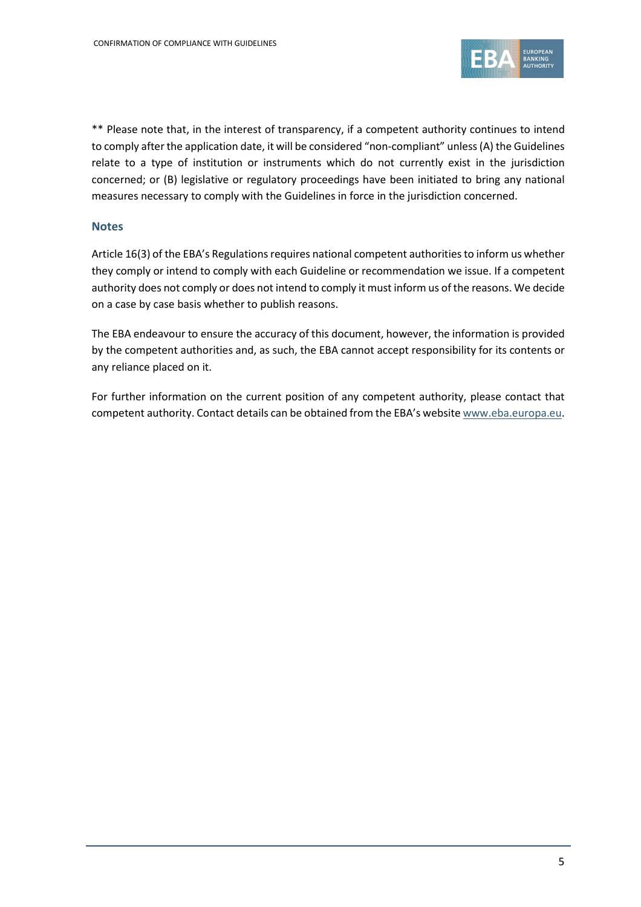** Please note that, in the interest of transparency, if a competent authority continues to intend to comply after the application date, it will be considered "non-compliant" unless (A) the Guidelines relate to a type of institution or instruments which do not currently exist in the jurisdiction concerned; or (B) legislative or regulatory proceedings have been initiated to bring any national measures necessary to comply with the Guidelines in force in the jurisdiction concerned.

### Notes

Article 16(3) of the EBA's Regulations requires national competent authorities to inform us whether they comply or intend to comply with each Guideline or recommendation we issue. If a competent authority does not comply or does not intend to comply it must inform us of the reasons. We decide on a case by case basis whether to publish reasons.

The EBA endeavour to ensure the accuracy of this document, however, the information is provided by the competent authorities and, as such, the EBA cannot accept responsibility for its contents or any reliance placed on it.

For further information on the current position of any competent authority, please contact that competent authority. Contact details can be obtained from the EBA's website www.eba.europa.eu.